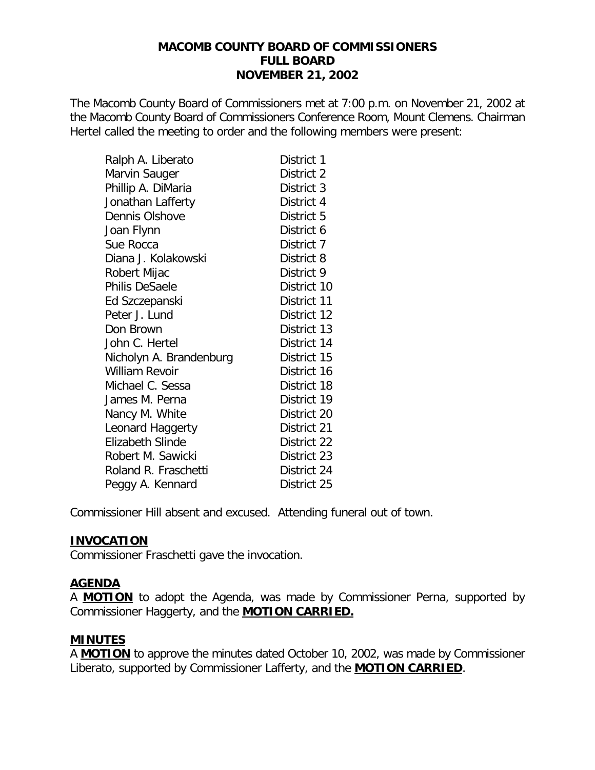# MACOMB COUNTY BOARD OF COMMISSIONERS
## FULL BOARD
## NOVEMBER 21, 2002

The Macomb County Board of Commissioners met at 7:00 p.m. on November 21, 2002 at the Macomb County Board of Commissioners Conference Room, Mount Clemens. Chairman Hertel called the meeting to order and the following members were present:

| | |
|---|---|
| Ralph A. Liberato | District 1 |
| Marvin Sauger | District 2 |
| Phillip A. DiMaria | District 3 |
| Jonathan Lafferty | District 4 |
| Dennis Olshove | District 5 |
| Joan Flynn | District 6 |
| Sue Rocca | District 7 |
| Diana J. Kolakowski | District 8 |
| Robert Mijac | District 9 |
| Philis DeSaele | District 10 |
| Ed Szczepanski | District 11 |
| Peter J. Lund | District 12 |
| Don Brown | District 13 |
| John C. Hertel | District 14 |
| Nicholyn A. Brandenburg | District 15 |
| William Revoir | District 16 |
| Michael C. Sessa | District 18 |
| James M. Perna | District 19 |
| Nancy M. White | District 20 |
| Leonard Haggerty | District 21 |
| Elizabeth Slinde | District 22 |
| Robert M. Sawicki | District 23 |
| Roland R. Fraschetti | District 24 |
| Peggy A. Kennard | District 25 |

Commissioner Hill absent and excused. Attending funeral out of town.

**INVOCATION**

Commissioner Fraschetti gave the invocation.

**AGENDA**

A **MOTION** to adopt the Agenda, was made by Commissioner Perna, supported by Commissioner Haggerty, and the **MOTION CARRIED.**

**MINUTES**

A **MOTION** to approve the minutes dated October 10, 2002, was made by Commissioner Liberato, supported by Commissioner Lafferty, and the **MOTION CARRIED**.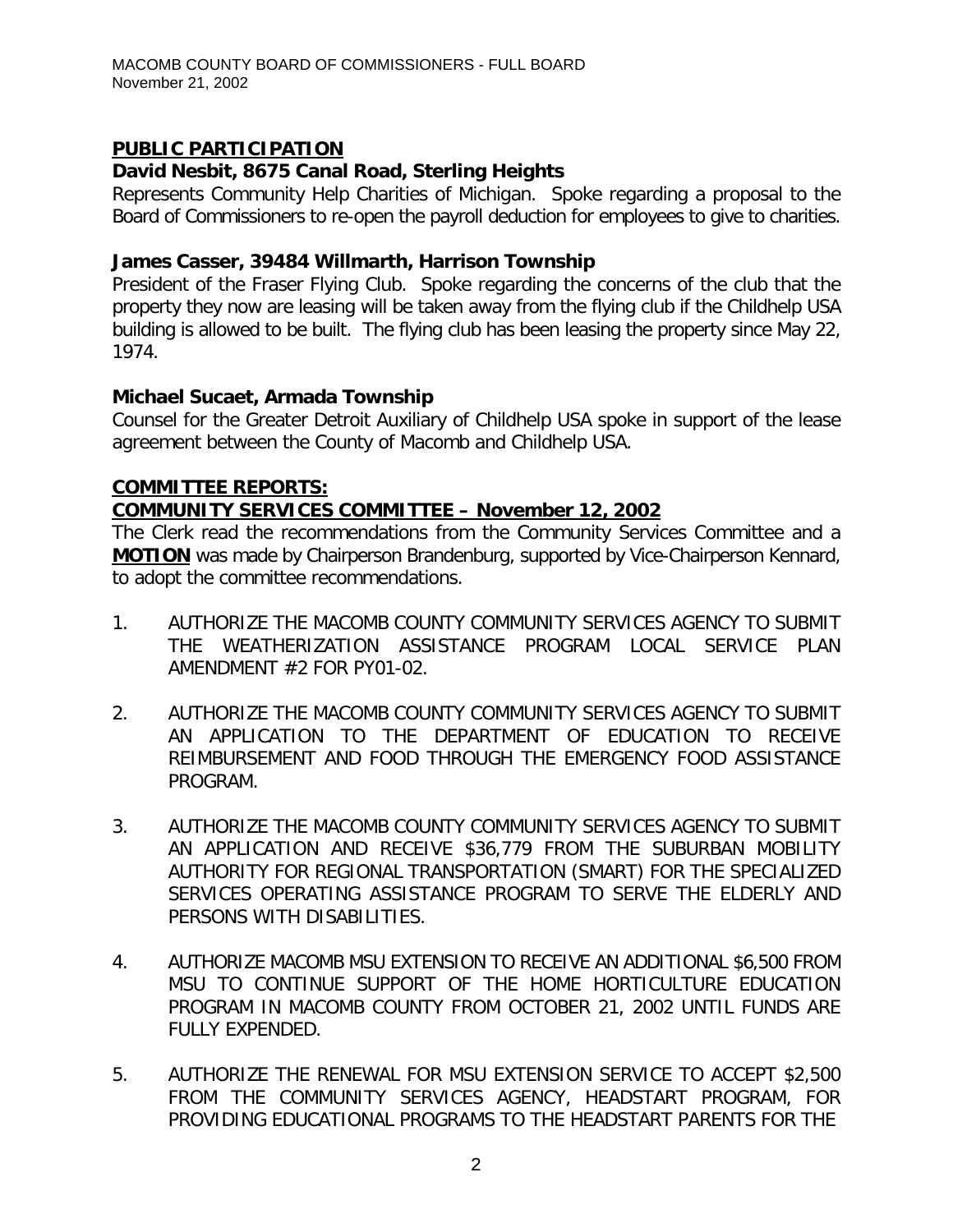## PUBLIC PARTICIPATION

**David Nesbit, 8675 Canal Road, Sterling Heights**

Represents Community Help Charities of Michigan. Spoke regarding a proposal to the Board of Commissioners to re-open the payroll deduction for employees to give to charities.

**James Casser, 39484 Willmarth, Harrison Township**

President of the Fraser Flying Club. Spoke regarding the concerns of the club that the property they now are leasing will be taken away from the flying club if the Childhelp USA building is allowed to be built. The flying club has been leasing the property since May 22, 1974.

**Michael Sucaet, Armada Township**

Counsel for the Greater Detroit Auxiliary of Childhelp USA spoke in support of the lease agreement between the County of Macomb and Childhelp USA.

## COMMITTEE REPORTS:

### COMMUNITY SERVICES COMMITTEE – November 12, 2002

The Clerk read the recommendations from the Community Services Committee and a **MOTION** was made by Chairperson Brandenburg, supported by Vice-Chairperson Kennard, to adopt the committee recommendations.

1. AUTHORIZE THE MACOMB COUNTY COMMUNITY SERVICES AGENCY TO SUBMIT THE WEATHERIZATION ASSISTANCE PROGRAM LOCAL SERVICE PLAN AMENDMENT #2 FOR PY01-02.

2. AUTHORIZE THE MACOMB COUNTY COMMUNITY SERVICES AGENCY TO SUBMIT AN APPLICATION TO THE DEPARTMENT OF EDUCATION TO RECEIVE REIMBURSEMENT AND FOOD THROUGH THE EMERGENCY FOOD ASSISTANCE PROGRAM.

3. AUTHORIZE THE MACOMB COUNTY COMMUNITY SERVICES AGENCY TO SUBMIT AN APPLICATION AND RECEIVE $36,779 FROM THE SUBURBAN MOBILITY AUTHORITY FOR REGIONAL TRANSPORTATION (SMART) FOR THE SPECIALIZED SERVICES OPERATING ASSISTANCE PROGRAM TO SERVE THE ELDERLY AND PERSONS WITH DISABILITIES.

4. AUTHORIZE MACOMB MSU EXTENSION TO RECEIVE AN ADDITIONAL $6,500 FROM MSU TO CONTINUE SUPPORT OF THE HOME HORTICULTURE EDUCATION PROGRAM IN MACOMB COUNTY FROM OCTOBER 21, 2002 UNTIL FUNDS ARE FULLY EXPENDED.

5. AUTHORIZE THE RENEWAL FOR MSU EXTENSION SERVICE TO ACCEPT $2,500 FROM THE COMMUNITY SERVICES AGENCY, HEADSTART PROGRAM, FOR PROVIDING EDUCATIONAL PROGRAMS TO THE HEADSTART PARENTS FOR THE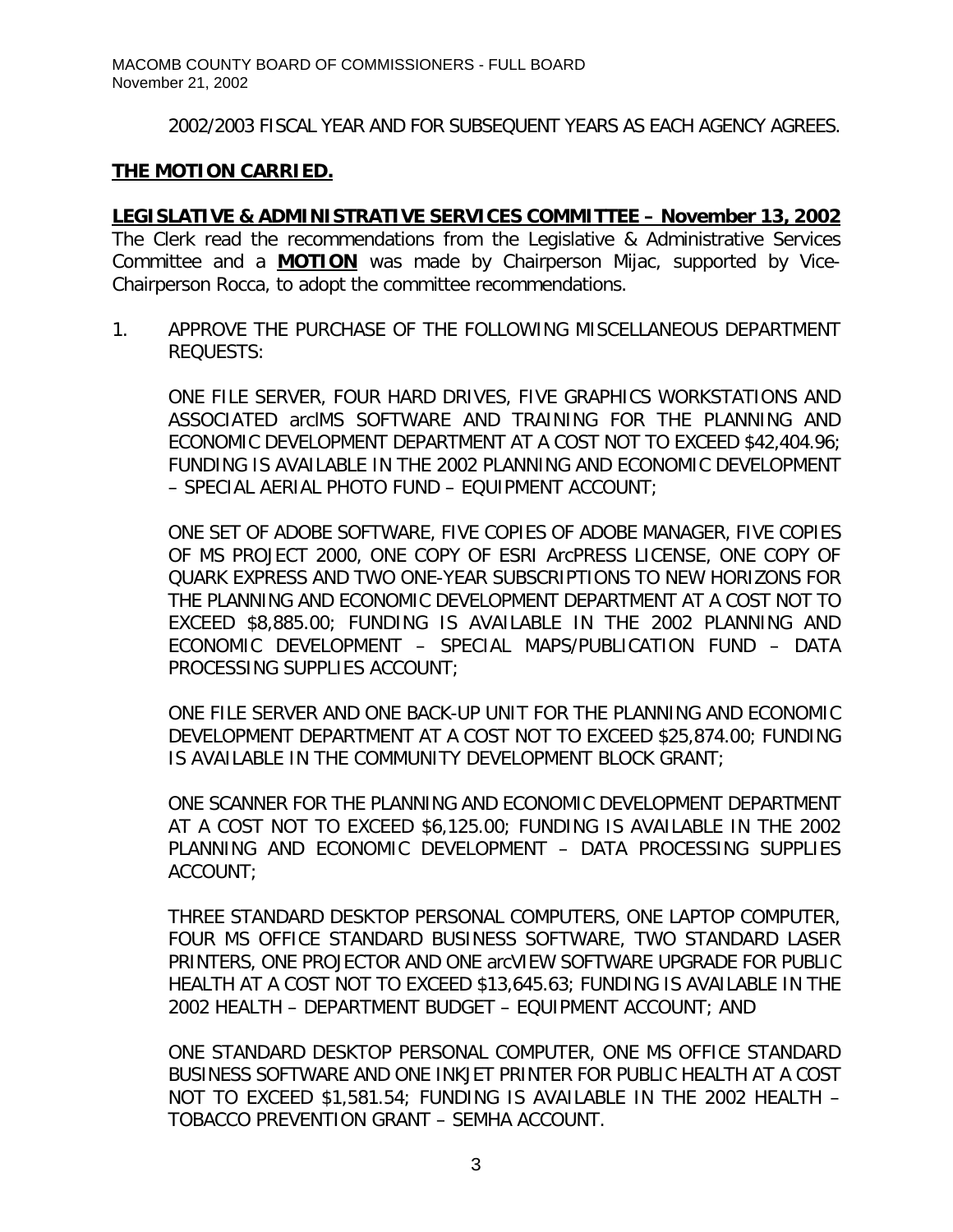2002/2003 FISCAL YEAR AND FOR SUBSEQUENT YEARS AS EACH AGENCY AGREES.

**THE MOTION CARRIED.**

**LEGISLATIVE & ADMINISTRATIVE SERVICES COMMITTEE – November 13, 2002**

The Clerk read the recommendations from the Legislative & Administrative Services Committee and a **MOTION** was made by Chairperson Mijac, supported by Vice-Chairperson Rocca, to adopt the committee recommendations.

1. APPROVE THE PURCHASE OF THE FOLLOWING MISCELLANEOUS DEPARTMENT REQUESTS:

   ONE FILE SERVER, FOUR HARD DRIVES, FIVE GRAPHICS WORKSTATIONS AND ASSOCIATED arcIMS SOFTWARE AND TRAINING FOR THE PLANNING AND ECONOMIC DEVELOPMENT DEPARTMENT AT A COST NOT TO EXCEED $42,404.96; FUNDING IS AVAILABLE IN THE 2002 PLANNING AND ECONOMIC DEVELOPMENT – SPECIAL AERIAL PHOTO FUND – EQUIPMENT ACCOUNT;

   ONE SET OF ADOBE SOFTWARE, FIVE COPIES OF ADOBE MANAGER, FIVE COPIES OF MS PROJECT 2000, ONE COPY OF ESRI ArcPRESS LICENSE, ONE COPY OF QUARK EXPRESS AND TWO ONE-YEAR SUBSCRIPTIONS TO NEW HORIZONS FOR THE PLANNING AND ECONOMIC DEVELOPMENT DEPARTMENT AT A COST NOT TO EXCEED $8,885.00; FUNDING IS AVAILABLE IN THE 2002 PLANNING AND ECONOMIC DEVELOPMENT – SPECIAL MAPS/PUBLICATION FUND – DATA PROCESSING SUPPLIES ACCOUNT;

   ONE FILE SERVER AND ONE BACK-UP UNIT FOR THE PLANNING AND ECONOMIC DEVELOPMENT DEPARTMENT AT A COST NOT TO EXCEED $25,874.00; FUNDING IS AVAILABLE IN THE COMMUNITY DEVELOPMENT BLOCK GRANT;

   ONE SCANNER FOR THE PLANNING AND ECONOMIC DEVELOPMENT DEPARTMENT AT A COST NOT TO EXCEED $6,125.00; FUNDING IS AVAILABLE IN THE 2002 PLANNING AND ECONOMIC DEVELOPMENT – DATA PROCESSING SUPPLIES ACCOUNT;

   THREE STANDARD DESKTOP PERSONAL COMPUTERS, ONE LAPTOP COMPUTER, FOUR MS OFFICE STANDARD BUSINESS SOFTWARE, TWO STANDARD LASER PRINTERS, ONE PROJECTOR AND ONE arcVIEW SOFTWARE UPGRADE FOR PUBLIC HEALTH AT A COST NOT TO EXCEED $13,645.63; FUNDING IS AVAILABLE IN THE 2002 HEALTH – DEPARTMENT BUDGET – EQUIPMENT ACCOUNT; AND

   ONE STANDARD DESKTOP PERSONAL COMPUTER, ONE MS OFFICE STANDARD BUSINESS SOFTWARE AND ONE INKJET PRINTER FOR PUBLIC HEALTH AT A COST NOT TO EXCEED $1,581.54; FUNDING IS AVAILABLE IN THE 2002 HEALTH – TOBACCO PREVENTION GRANT – SEMHA ACCOUNT.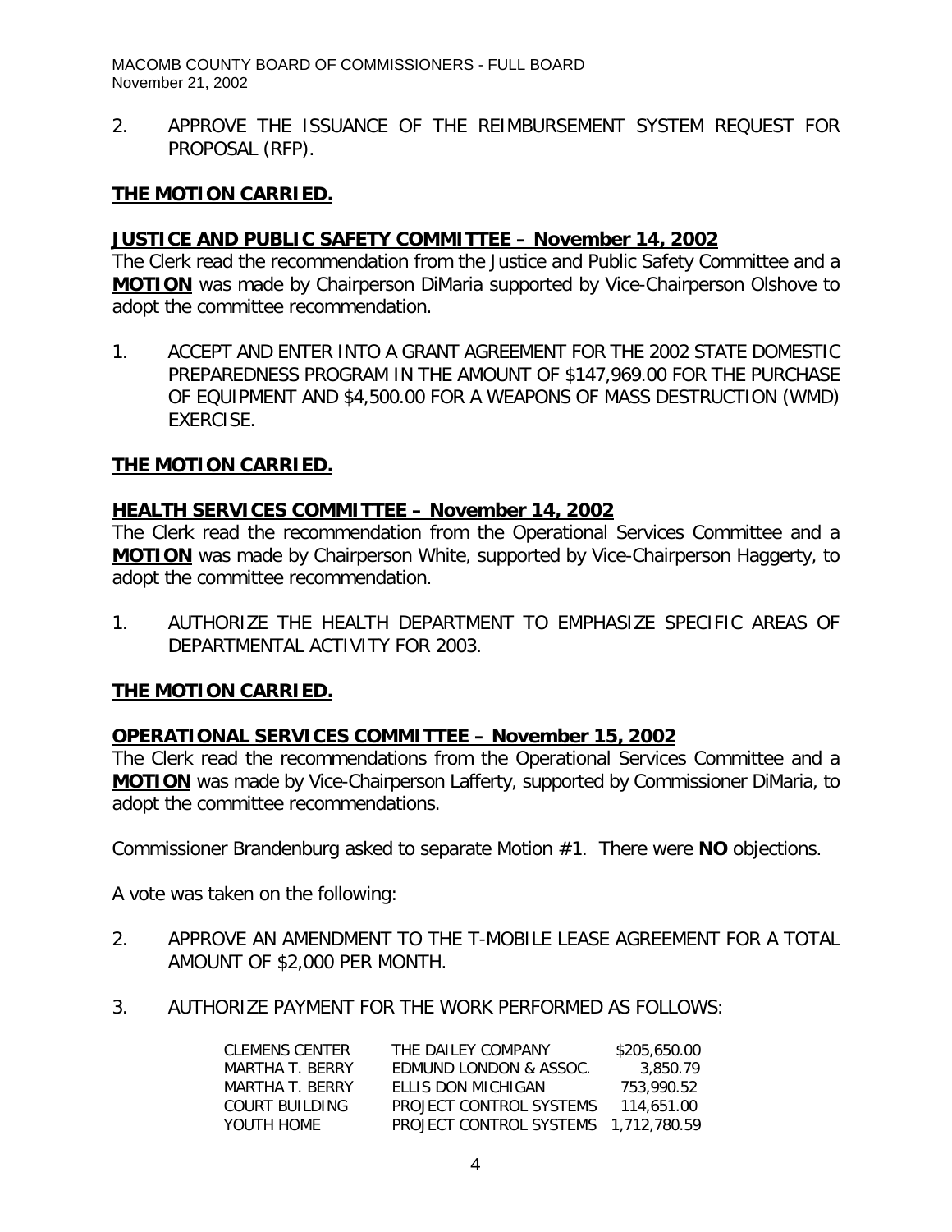2. APPROVE THE ISSUANCE OF THE REIMBURSEMENT SYSTEM REQUEST FOR PROPOSAL (RFP).

**THE MOTION CARRIED.**

**JUSTICE AND PUBLIC SAFETY COMMITTEE – November 14, 2002**

The Clerk read the recommendation from the Justice and Public Safety Committee and a **MOTION** was made by Chairperson DiMaria supported by Vice-Chairperson Olshove to adopt the committee recommendation.

1. ACCEPT AND ENTER INTO A GRANT AGREEMENT FOR THE 2002 STATE DOMESTIC PREPAREDNESS PROGRAM IN THE AMOUNT OF $147,969.00 FOR THE PURCHASE OF EQUIPMENT AND $4,500.00 FOR A WEAPONS OF MASS DESTRUCTION (WMD) EXERCISE.

**THE MOTION CARRIED.**

**HEALTH SERVICES COMMITTEE – November 14, 2002**

The Clerk read the recommendation from the Operational Services Committee and a **MOTION** was made by Chairperson White, supported by Vice-Chairperson Haggerty, to adopt the committee recommendation.

1. AUTHORIZE THE HEALTH DEPARTMENT TO EMPHASIZE SPECIFIC AREAS OF DEPARTMENTAL ACTIVITY FOR 2003.

**THE MOTION CARRIED.**

**OPERATIONAL SERVICES COMMITTEE – November 15, 2002**

The Clerk read the recommendations from the Operational Services Committee and a **MOTION** was made by Vice-Chairperson Lafferty, supported by Commissioner DiMaria, to adopt the committee recommendations.

Commissioner Brandenburg asked to separate Motion #1. There were **NO** objections.

A vote was taken on the following:

2. APPROVE AN AMENDMENT TO THE T-MOBILE LEASE AGREEMENT FOR A TOTAL AMOUNT OF $2,000 PER MONTH.

3. AUTHORIZE PAYMENT FOR THE WORK PERFORMED AS FOLLOWS:

| | | |
|---|---|---|
| CLEMENS CENTER | THE DAILEY COMPANY | $205,650.00 |
| MARTHA T. BERRY | EDMUND LONDON & ASSOC. | 3,850.79 |
| MARTHA T. BERRY | ELLIS DON MICHIGAN | 753,990.52 |
| COURT BUILDING | PROJECT CONTROL SYSTEMS | 114,651.00 |
| YOUTH HOME | PROJECT CONTROL SYSTEMS | 1,712,780.59 |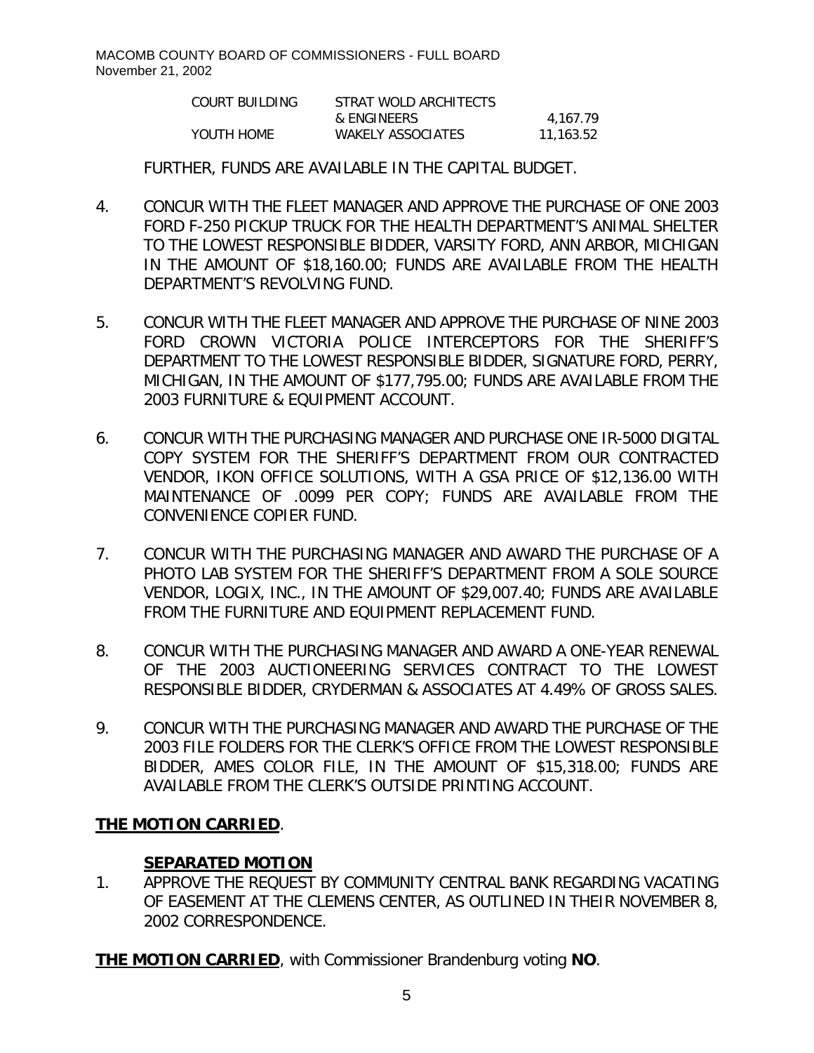| | | |
|---|---|---|
| COURT BUILDING | STRAT WOLD ARCHITECTS & ENGINEERS | 4,167.79 |
| YOUTH HOME | WAKELY ASSOCIATES | 11,163.52 |

FURTHER, FUNDS ARE AVAILABLE IN THE CAPITAL BUDGET.

4. CONCUR WITH THE FLEET MANAGER AND APPROVE THE PURCHASE OF ONE 2003 FORD F-250 PICKUP TRUCK FOR THE HEALTH DEPARTMENT'S ANIMAL SHELTER TO THE LOWEST RESPONSIBLE BIDDER, VARSITY FORD, ANN ARBOR, MICHIGAN IN THE AMOUNT OF $18,160.00; FUNDS ARE AVAILABLE FROM THE HEALTH DEPARTMENT'S REVOLVING FUND.

5. CONCUR WITH THE FLEET MANAGER AND APPROVE THE PURCHASE OF NINE 2003 FORD CROWN VICTORIA POLICE INTERCEPTORS FOR THE SHERIFF'S DEPARTMENT TO THE LOWEST RESPONSIBLE BIDDER, SIGNATURE FORD, PERRY, MICHIGAN, IN THE AMOUNT OF $177,795.00; FUNDS ARE AVAILABLE FROM THE 2003 FURNITURE & EQUIPMENT ACCOUNT.

6. CONCUR WITH THE PURCHASING MANAGER AND PURCHASE ONE IR-5000 DIGITAL COPY SYSTEM FOR THE SHERIFF'S DEPARTMENT FROM OUR CONTRACTED VENDOR, IKON OFFICE SOLUTIONS, WITH A GSA PRICE OF $12,136.00 WITH MAINTENANCE OF .0099 PER COPY; FUNDS ARE AVAILABLE FROM THE CONVENIENCE COPIER FUND.

7. CONCUR WITH THE PURCHASING MANAGER AND AWARD THE PURCHASE OF A PHOTO LAB SYSTEM FOR THE SHERIFF'S DEPARTMENT FROM A SOLE SOURCE VENDOR, LOGIX, INC., IN THE AMOUNT OF $29,007.40; FUNDS ARE AVAILABLE FROM THE FURNITURE AND EQUIPMENT REPLACEMENT FUND.

8. CONCUR WITH THE PURCHASING MANAGER AND AWARD A ONE-YEAR RENEWAL OF THE 2003 AUCTIONEERING SERVICES CONTRACT TO THE LOWEST RESPONSIBLE BIDDER, CRYDERMAN & ASSOCIATES AT 4.49% OF GROSS SALES.

9. CONCUR WITH THE PURCHASING MANAGER AND AWARD THE PURCHASE OF THE 2003 FILE FOLDERS FOR THE CLERK'S OFFICE FROM THE LOWEST RESPONSIBLE BIDDER, AMES COLOR FILE, IN THE AMOUNT OF $15,318.00; FUNDS ARE AVAILABLE FROM THE CLERK'S OUTSIDE PRINTING ACCOUNT.

**THE MOTION CARRIED**.

**SEPARATED MOTION**

1. APPROVE THE REQUEST BY COMMUNITY CENTRAL BANK REGARDING VACATING OF EASEMENT AT THE CLEMENS CENTER, AS OUTLINED IN THEIR NOVEMBER 8, 2002 CORRESPONDENCE.

**THE MOTION CARRIED**, with Commissioner Brandenburg voting **NO**.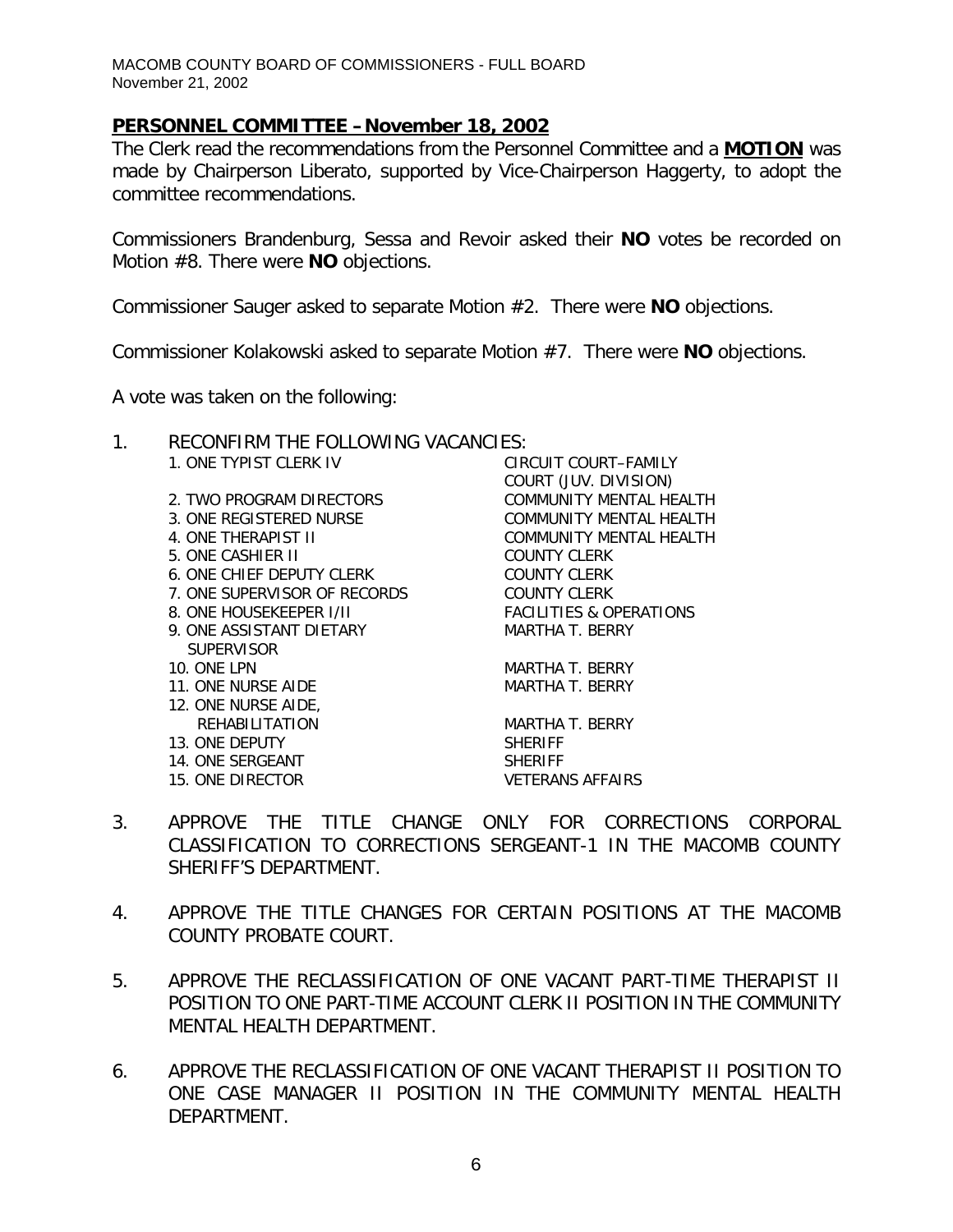## PERSONNEL COMMITTEE – November 18, 2002

The Clerk read the recommendations from the Personnel Committee and a **MOTION** was made by Chairperson Liberato, supported by Vice-Chairperson Haggerty, to adopt the committee recommendations.

Commissioners Brandenburg, Sessa and Revoir asked their **NO** votes be recorded on Motion #8. There were **NO** objections.

Commissioner Sauger asked to separate Motion #2. There were **NO** objections.

Commissioner Kolakowski asked to separate Motion #7. There were **NO** objections.

A vote was taken on the following:

1. RECONFIRM THE FOLLOWING VACANCIES:

| | |
|---|---|
| 1. ONE TYPIST CLERK IV | CIRCUIT COURT–FAMILY COURT (JUV. DIVISION) |
| 2. TWO PROGRAM DIRECTORS | COMMUNITY MENTAL HEALTH |
| 3. ONE REGISTERED NURSE | COMMUNITY MENTAL HEALTH |
| 4. ONE THERAPIST II | COMMUNITY MENTAL HEALTH |
| 5. ONE CASHIER II | COUNTY CLERK |
| 6. ONE CHIEF DEPUTY CLERK | COUNTY CLERK |
| 7. ONE SUPERVISOR OF RECORDS | COUNTY CLERK |
| 8. ONE HOUSEKEEPER I/II | FACILITIES & OPERATIONS |
| 9. ONE ASSISTANT DIETARY SUPERVISOR | MARTHA T. BERRY |
| 10. ONE LPN | MARTHA T. BERRY |
| 11. ONE NURSE AIDE | MARTHA T. BERRY |
| 12. ONE NURSE AIDE, REHABILITATION | MARTHA T. BERRY |
| 13. ONE DEPUTY | SHERIFF |
| 14. ONE SERGEANT | SHERIFF |
| 15. ONE DIRECTOR | VETERANS AFFAIRS |

3. APPROVE THE TITLE CHANGE ONLY FOR CORRECTIONS CORPORAL CLASSIFICATION TO CORRECTIONS SERGEANT-1 IN THE MACOMB COUNTY SHERIFF'S DEPARTMENT.

4. APPROVE THE TITLE CHANGES FOR CERTAIN POSITIONS AT THE MACOMB COUNTY PROBATE COURT.

5. APPROVE THE RECLASSIFICATION OF ONE VACANT PART-TIME THERAPIST II POSITION TO ONE PART-TIME ACCOUNT CLERK II POSITION IN THE COMMUNITY MENTAL HEALTH DEPARTMENT.

6. APPROVE THE RECLASSIFICATION OF ONE VACANT THERAPIST II POSITION TO ONE CASE MANAGER II POSITION IN THE COMMUNITY MENTAL HEALTH DEPARTMENT.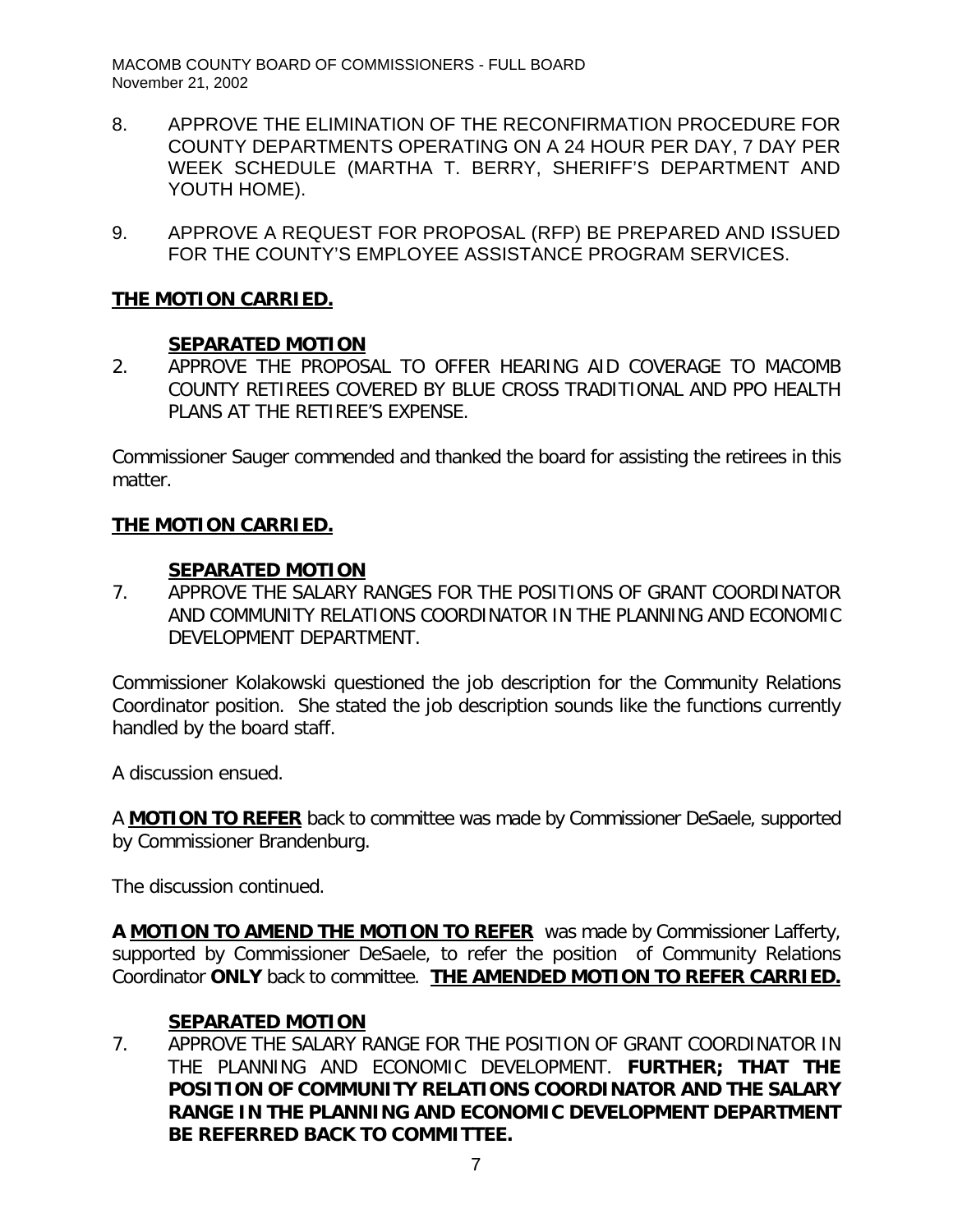8. APPROVE THE ELIMINATION OF THE RECONFIRMATION PROCEDURE FOR COUNTY DEPARTMENTS OPERATING ON A 24 HOUR PER DAY, 7 DAY PER WEEK SCHEDULE (MARTHA T. BERRY, SHERIFF'S DEPARTMENT AND YOUTH HOME).

9. APPROVE A REQUEST FOR PROPOSAL (RFP) BE PREPARED AND ISSUED FOR THE COUNTY'S EMPLOYEE ASSISTANCE PROGRAM SERVICES.

**THE MOTION CARRIED.**

**SEPARATED MOTION**

2. APPROVE THE PROPOSAL TO OFFER HEARING AID COVERAGE TO MACOMB COUNTY RETIREES COVERED BY BLUE CROSS TRADITIONAL AND PPO HEALTH PLANS AT THE RETIREE'S EXPENSE.

Commissioner Sauger commended and thanked the board for assisting the retirees in this matter.

**THE MOTION CARRIED.**

**SEPARATED MOTION**

7. APPROVE THE SALARY RANGES FOR THE POSITIONS OF GRANT COORDINATOR AND COMMUNITY RELATIONS COORDINATOR IN THE PLANNING AND ECONOMIC DEVELOPMENT DEPARTMENT.

Commissioner Kolakowski questioned the job description for the Community Relations Coordinator position. She stated the job description sounds like the functions currently handled by the board staff.

A discussion ensued.

A **MOTION TO REFER** back to committee was made by Commissioner DeSaele, supported by Commissioner Brandenburg.

The discussion continued.

**A MOTION TO AMEND THE MOTION TO REFER** was made by Commissioner Lafferty, supported by Commissioner DeSaele, to refer the position of Community Relations Coordinator **ONLY** back to committee. **THE AMENDED MOTION TO REFER CARRIED.**

**SEPARATED MOTION**

7. APPROVE THE SALARY RANGE FOR THE POSITION OF GRANT COORDINATOR IN THE PLANNING AND ECONOMIC DEVELOPMENT. **FURTHER; THAT THE POSITION OF COMMUNITY RELATIONS COORDINATOR AND THE SALARY RANGE IN THE PLANNING AND ECONOMIC DEVELOPMENT DEPARTMENT BE REFERRED BACK TO COMMITTEE.**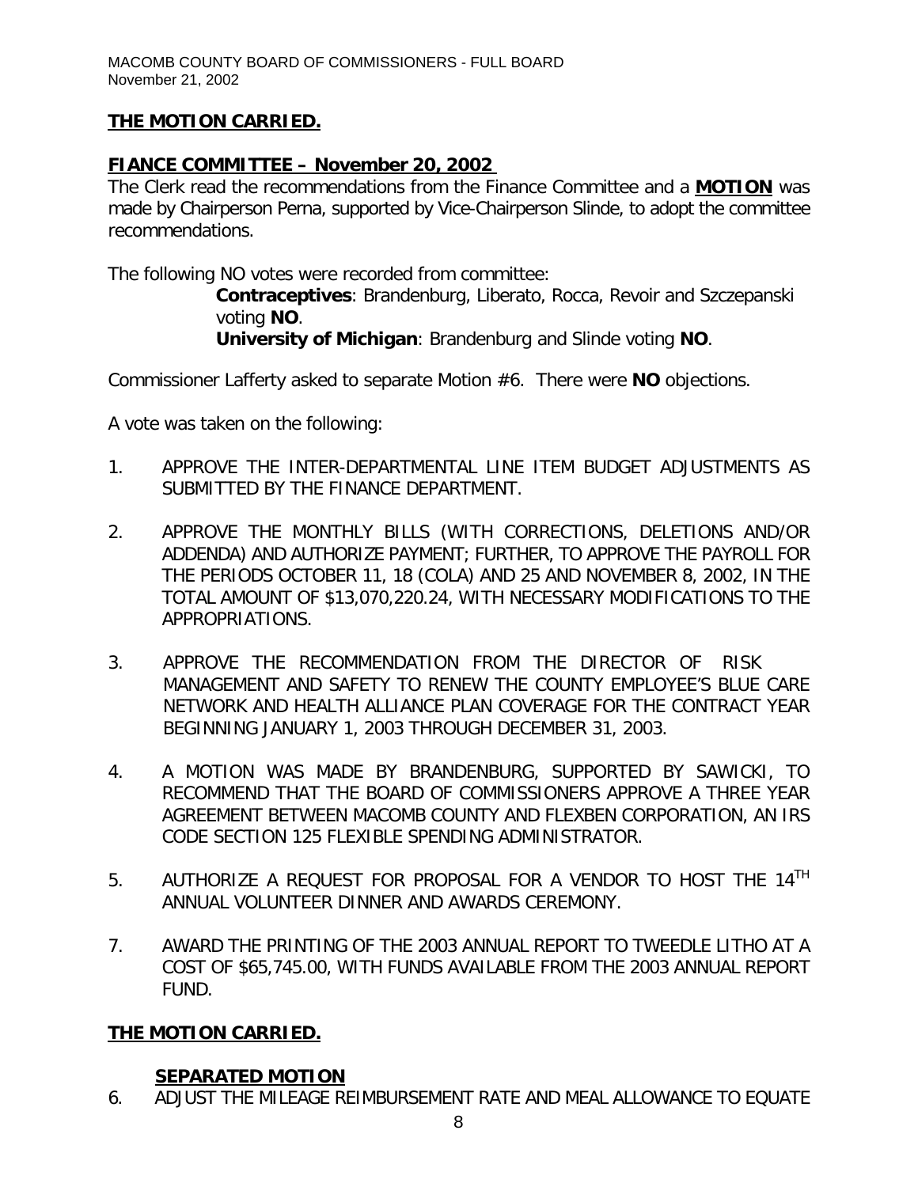**THE MOTION CARRIED.**

**FIANCE COMMITTEE – November 20, 2002**

The Clerk read the recommendations from the Finance Committee and a **MOTION** was made by Chairperson Perna, supported by Vice-Chairperson Slinde, to adopt the committee recommendations.

The following NO votes were recorded from committee:

> **Contraceptives**: Brandenburg, Liberato, Rocca, Revoir and Szczepanski voting **NO**.
> **University of Michigan**: Brandenburg and Slinde voting **NO**.

Commissioner Lafferty asked to separate Motion #6. There were **NO** objections.

A vote was taken on the following:

1. APPROVE THE INTER-DEPARTMENTAL LINE ITEM BUDGET ADJUSTMENTS AS SUBMITTED BY THE FINANCE DEPARTMENT.

2. APPROVE THE MONTHLY BILLS (WITH CORRECTIONS, DELETIONS AND/OR ADDENDA) AND AUTHORIZE PAYMENT; FURTHER, TO APPROVE THE PAYROLL FOR THE PERIODS OCTOBER 11, 18 (COLA) AND 25 AND NOVEMBER 8, 2002, IN THE TOTAL AMOUNT OF $13,070,220.24, WITH NECESSARY MODIFICATIONS TO THE APPROPRIATIONS.

3. APPROVE THE RECOMMENDATION FROM THE DIRECTOR OF RISK MANAGEMENT AND SAFETY TO RENEW THE COUNTY EMPLOYEE'S BLUE CARE NETWORK AND HEALTH ALLIANCE PLAN COVERAGE FOR THE CONTRACT YEAR BEGINNING JANUARY 1, 2003 THROUGH DECEMBER 31, 2003.

4. A MOTION WAS MADE BY BRANDENBURG, SUPPORTED BY SAWICKI, TO RECOMMEND THAT THE BOARD OF COMMISSIONERS APPROVE A THREE YEAR AGREEMENT BETWEEN MACOMB COUNTY AND FLEXBEN CORPORATION, AN IRS CODE SECTION 125 FLEXIBLE SPENDING ADMINISTRATOR.

5. AUTHORIZE A REQUEST FOR PROPOSAL FOR A VENDOR TO HOST THE 14TH ANNUAL VOLUNTEER DINNER AND AWARDS CEREMONY.

7. AWARD THE PRINTING OF THE 2003 ANNUAL REPORT TO TWEEDLE LITHO AT A COST OF $65,745.00, WITH FUNDS AVAILABLE FROM THE 2003 ANNUAL REPORT FUND.

**THE MOTION CARRIED.**

**SEPARATED MOTION**

6. ADJUST THE MILEAGE REIMBURSEMENT RATE AND MEAL ALLOWANCE TO EQUATE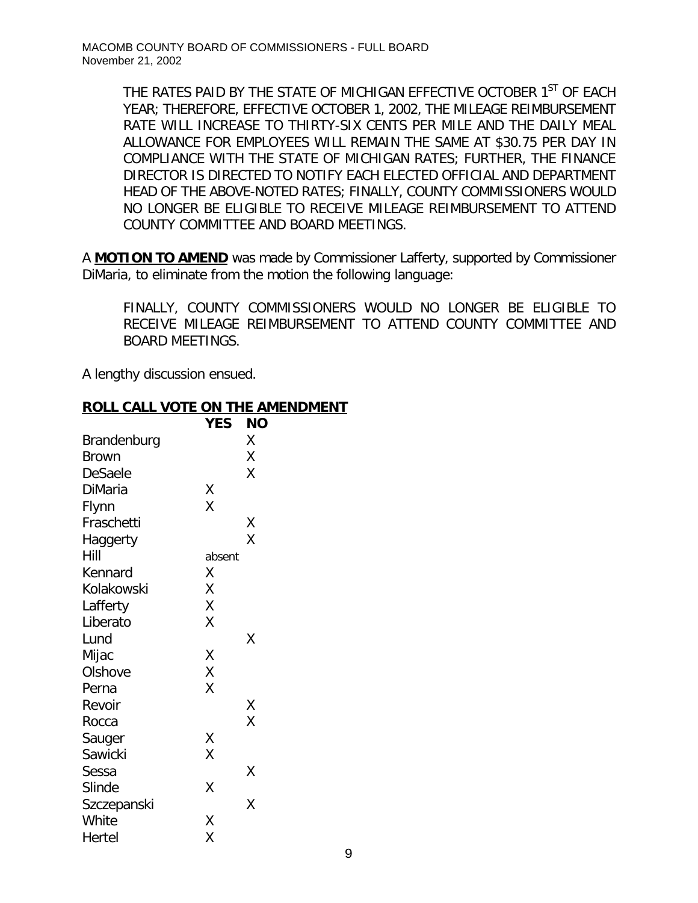THE RATES PAID BY THE STATE OF MICHIGAN EFFECTIVE OCTOBER 1ST OF EACH YEAR; THEREFORE, EFFECTIVE OCTOBER 1, 2002, THE MILEAGE REIMBURSEMENT RATE WILL INCREASE TO THIRTY-SIX CENTS PER MILE AND THE DAILY MEAL ALLOWANCE FOR EMPLOYEES WILL REMAIN THE SAME AT $30.75 PER DAY IN COMPLIANCE WITH THE STATE OF MICHIGAN RATES; FURTHER, THE FINANCE DIRECTOR IS DIRECTED TO NOTIFY EACH ELECTED OFFICIAL AND DEPARTMENT HEAD OF THE ABOVE-NOTED RATES; FINALLY, COUNTY COMMISSIONERS WOULD NO LONGER BE ELIGIBLE TO RECEIVE MILEAGE REIMBURSEMENT TO ATTEND COUNTY COMMITTEE AND BOARD MEETINGS.

A **MOTION TO AMEND** was made by Commissioner Lafferty, supported by Commissioner DiMaria, to eliminate from the motion the following language:

> FINALLY, COUNTY COMMISSIONERS WOULD NO LONGER BE ELIGIBLE TO RECEIVE MILEAGE REIMBURSEMENT TO ATTEND COUNTY COMMITTEE AND BOARD MEETINGS.

A lengthy discussion ensued.

**ROLL CALL VOTE ON THE AMENDMENT**

| | YES | NO |
|---|---|---|
| Brandenburg | | X |
| Brown | | X |
| DeSaele | | X |
| DiMaria | X | |
| Flynn | X | |
| Fraschetti | | X |
| Haggerty | | X |
| Hill | absent | |
| Kennard | X | |
| Kolakowski | X | |
| Lafferty | X | |
| Liberato | X | |
| Lund | | X |
| Mijac | X | |
| Olshove | X | |
| Perna | X | |
| Revoir | | X |
| Rocca | | X |
| Sauger | X | |
| Sawicki | X | |
| Sessa | | X |
| Slinde | X | |
| Szczepanski | | X |
| White | X | |
| Hertel | X | |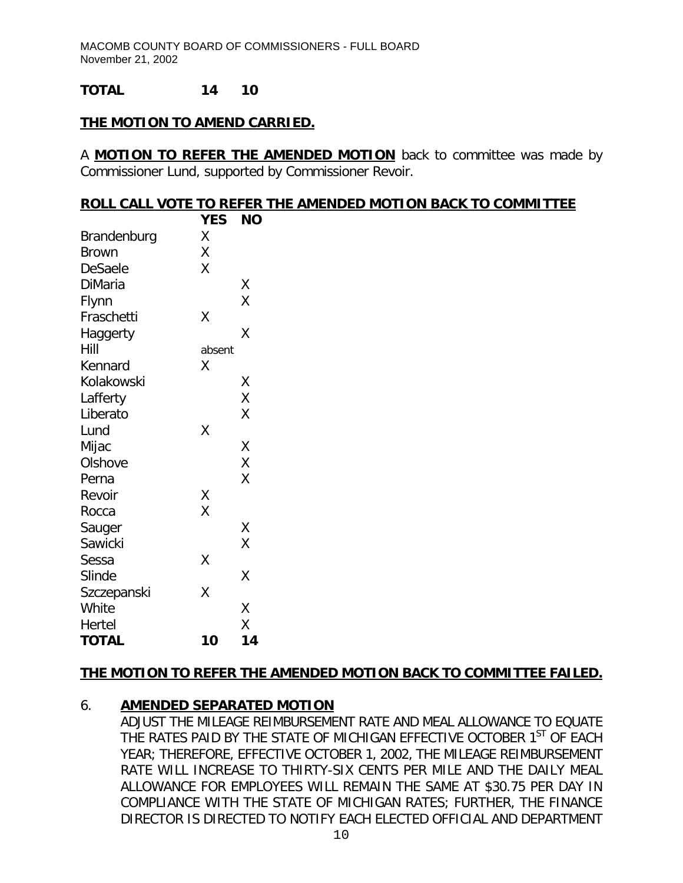**TOTAL 14 10**

**THE MOTION TO AMEND CARRIED.**

A **MOTION TO REFER THE AMENDED MOTION** back to committee was made by Commissioner Lund, supported by Commissioner Revoir.

**ROLL CALL VOTE TO REFER THE AMENDED MOTION BACK TO COMMITTEE**

| | YES | NO |
|---|---|---|
| Brandenburg | X | |
| Brown | X | |
| DeSaele | X | |
| DiMaria | | X |
| Flynn | | X |
| Fraschetti | X | |
| Haggerty | | X |
| Hill | absent | |
| Kennard | X | |
| Kolakowski | | X |
| Lafferty | | X |
| Liberato | | X |
| Lund | X | |
| Mijac | | X |
| Olshove | | X |
| Perna | | X |
| Revoir | X | |
| Rocca | X | |
| Sauger | | X |
| Sawicki | | X |
| Sessa | X | |
| Slinde | | X |
| Szczepanski | X | |
| White | | X |
| Hertel | | X |
| **TOTAL** | **10** | **14** |

**THE MOTION TO REFER THE AMENDED MOTION BACK TO COMMITTEE FAILED.**

6. **AMENDED SEPARATED MOTION**

ADJUST THE MILEAGE REIMBURSEMENT RATE AND MEAL ALLOWANCE TO EQUATE THE RATES PAID BY THE STATE OF MICHIGAN EFFECTIVE OCTOBER 1ST OF EACH YEAR; THEREFORE, EFFECTIVE OCTOBER 1, 2002, THE MILEAGE REIMBURSEMENT RATE WILL INCREASE TO THIRTY-SIX CENTS PER MILE AND THE DAILY MEAL ALLOWANCE FOR EMPLOYEES WILL REMAIN THE SAME AT $30.75 PER DAY IN COMPLIANCE WITH THE STATE OF MICHIGAN RATES; FURTHER, THE FINANCE DIRECTOR IS DIRECTED TO NOTIFY EACH ELECTED OFFICIAL AND DEPARTMENT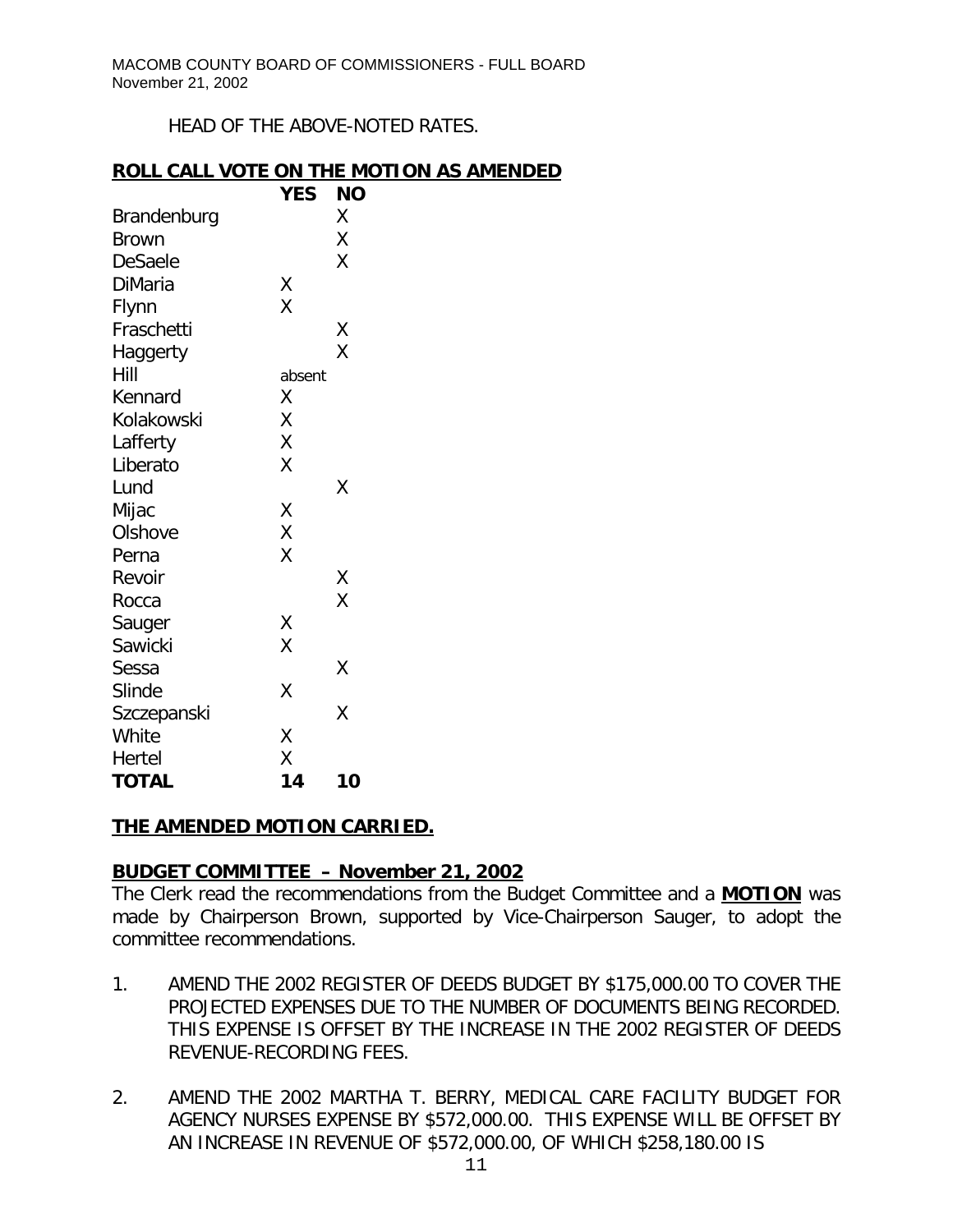HEAD OF THE ABOVE-NOTED RATES.

**ROLL CALL VOTE ON THE MOTION AS AMENDED**

| | YES | NO |
|---|---|---|
| Brandenburg | | X |
| Brown | | X |
| DeSaele | | X |
| DiMaria | X | |
| Flynn | X | |
| Fraschetti | | X |
| Haggerty | | X |
| Hill | absent | |
| Kennard | X | |
| Kolakowski | X | |
| Lafferty | X | |
| Liberato | X | |
| Lund | | X |
| Mijac | X | |
| Olshove | X | |
| Perna | X | |
| Revoir | | X |
| Rocca | | X |
| Sauger | X | |
| Sawicki | X | |
| Sessa | | X |
| Slinde | X | |
| Szczepanski | | X |
| White | X | |
| Hertel | X | |
| **TOTAL** | **14** | **10** |

**THE AMENDED MOTION CARRIED.**

**BUDGET COMMITTEE – November 21, 2002**

The Clerk read the recommendations from the Budget Committee and a **MOTION** was made by Chairperson Brown, supported by Vice-Chairperson Sauger, to adopt the committee recommendations.

1. AMEND THE 2002 REGISTER OF DEEDS BUDGET BY $175,000.00 TO COVER THE PROJECTED EXPENSES DUE TO THE NUMBER OF DOCUMENTS BEING RECORDED. THIS EXPENSE IS OFFSET BY THE INCREASE IN THE 2002 REGISTER OF DEEDS REVENUE-RECORDING FEES.

2. AMEND THE 2002 MARTHA T. BERRY, MEDICAL CARE FACILITY BUDGET FOR AGENCY NURSES EXPENSE BY $572,000.00. THIS EXPENSE WILL BE OFFSET BY AN INCREASE IN REVENUE OF $572,000.00, OF WHICH $258,180.00 IS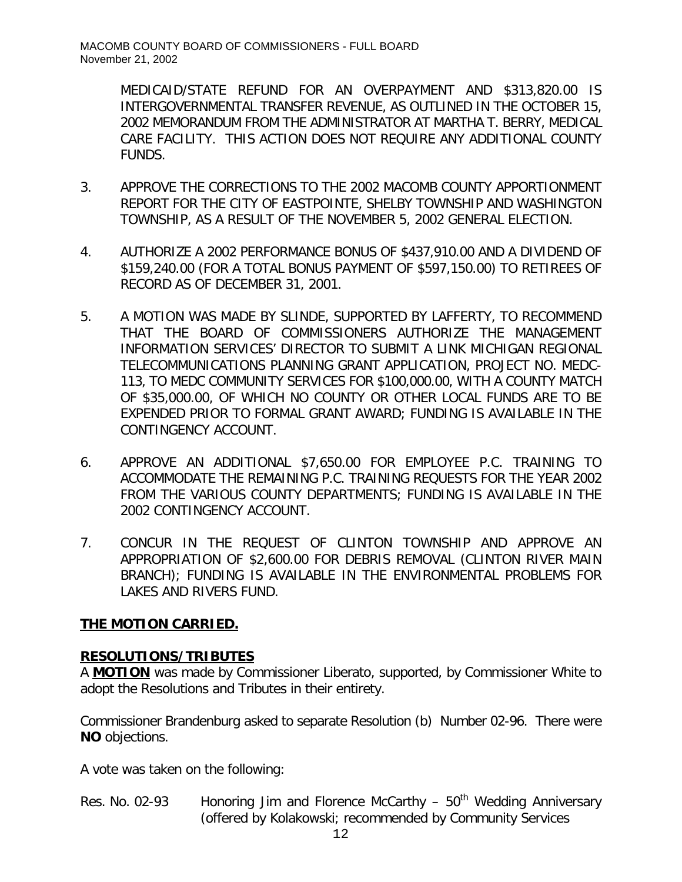MEDICAID/STATE REFUND FOR AN OVERPAYMENT AND $313,820.00 IS INTERGOVERNMENTAL TRANSFER REVENUE, AS OUTLINED IN THE OCTOBER 15, 2002 MEMORANDUM FROM THE ADMINISTRATOR AT MARTHA T. BERRY, MEDICAL CARE FACILITY. THIS ACTION DOES NOT REQUIRE ANY ADDITIONAL COUNTY FUNDS.

3. APPROVE THE CORRECTIONS TO THE 2002 MACOMB COUNTY APPORTIONMENT REPORT FOR THE CITY OF EASTPOINTE, SHELBY TOWNSHIP AND WASHINGTON TOWNSHIP, AS A RESULT OF THE NOVEMBER 5, 2002 GENERAL ELECTION.

4. AUTHORIZE A 2002 PERFORMANCE BONUS OF $437,910.00 AND A DIVIDEND OF $159,240.00 (FOR A TOTAL BONUS PAYMENT OF $597,150.00) TO RETIREES OF RECORD AS OF DECEMBER 31, 2001.

5. A MOTION WAS MADE BY SLINDE, SUPPORTED BY LAFFERTY, TO RECOMMEND THAT THE BOARD OF COMMISSIONERS AUTHORIZE THE MANAGEMENT INFORMATION SERVICES' DIRECTOR TO SUBMIT A LINK MICHIGAN REGIONAL TELECOMMUNICATIONS PLANNING GRANT APPLICATION, PROJECT NO. MEDC-113, TO MEDC COMMUNITY SERVICES FOR $100,000.00, WITH A COUNTY MATCH OF $35,000.00, OF WHICH NO COUNTY OR OTHER LOCAL FUNDS ARE TO BE EXPENDED PRIOR TO FORMAL GRANT AWARD; FUNDING IS AVAILABLE IN THE CONTINGENCY ACCOUNT.

6. APPROVE AN ADDITIONAL $7,650.00 FOR EMPLOYEE P.C. TRAINING TO ACCOMMODATE THE REMAINING P.C. TRAINING REQUESTS FOR THE YEAR 2002 FROM THE VARIOUS COUNTY DEPARTMENTS; FUNDING IS AVAILABLE IN THE 2002 CONTINGENCY ACCOUNT.

7. CONCUR IN THE REQUEST OF CLINTON TOWNSHIP AND APPROVE AN APPROPRIATION OF $2,600.00 FOR DEBRIS REMOVAL (CLINTON RIVER MAIN BRANCH); FUNDING IS AVAILABLE IN THE ENVIRONMENTAL PROBLEMS FOR LAKES AND RIVERS FUND.

**THE MOTION CARRIED.**

**RESOLUTIONS/TRIBUTES**

A **MOTION** was made by Commissioner Liberato, supported, by Commissioner White to adopt the Resolutions and Tributes in their entirety.

Commissioner Brandenburg asked to separate Resolution (b) Number 02-96. There were **NO** objections.

A vote was taken on the following:

Res. No. 02-93 Honoring Jim and Florence McCarthy – 50th Wedding Anniversary (offered by Kolakowski; recommended by Community Services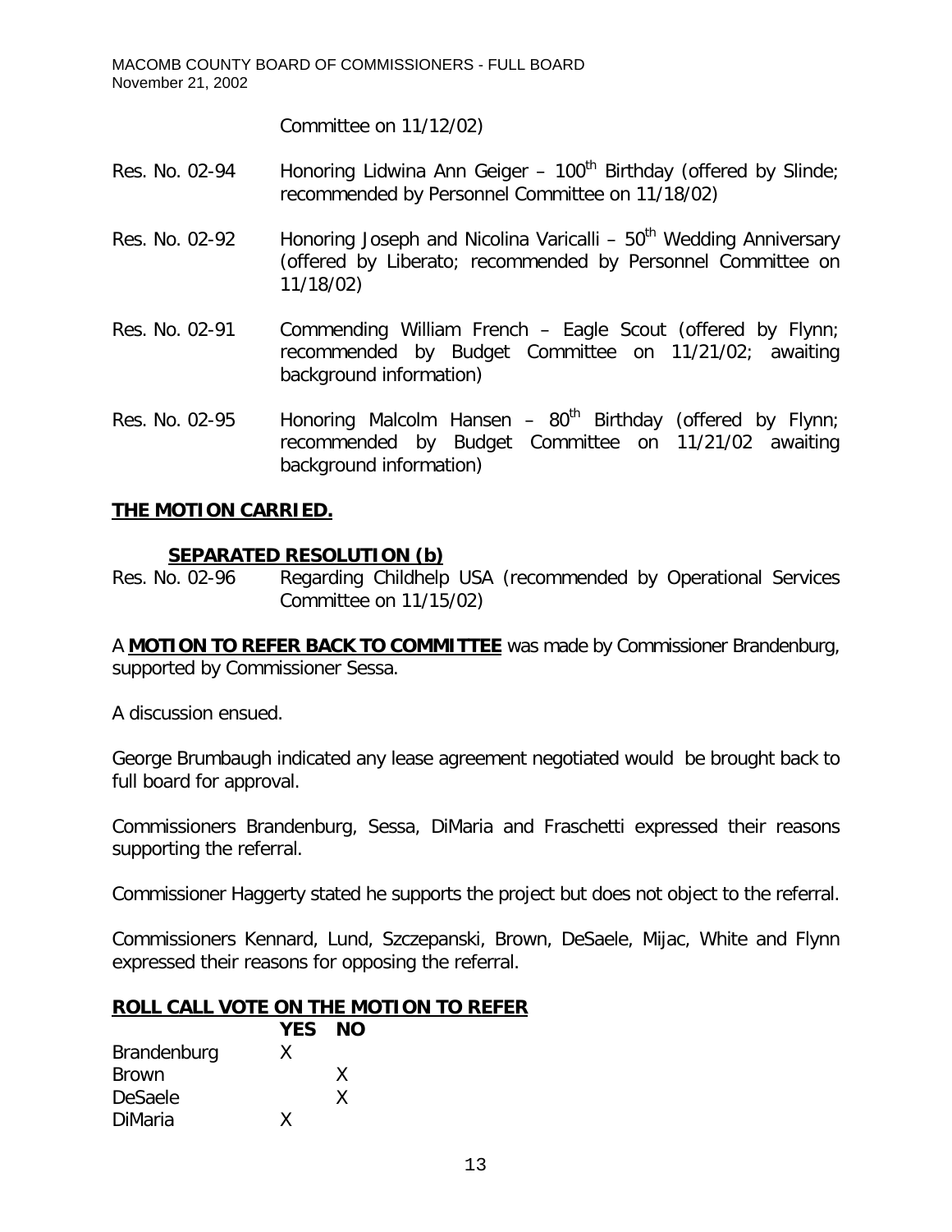Committee on 11/12/02)

Res. No. 02-94 Honoring Lidwina Ann Geiger – 100th Birthday (offered by Slinde; recommended by Personnel Committee on 11/18/02)

Res. No. 02-92 Honoring Joseph and Nicolina Varicalli – 50th Wedding Anniversary (offered by Liberato; recommended by Personnel Committee on 11/18/02)

Res. No. 02-91 Commending William French – Eagle Scout (offered by Flynn; recommended by Budget Committee on 11/21/02; awaiting background information)

Res. No. 02-95 Honoring Malcolm Hansen – 80th Birthday (offered by Flynn; recommended by Budget Committee on 11/21/02 awaiting background information)

**THE MOTION CARRIED.**

**SEPARATED RESOLUTION (b)**

Res. No. 02-96 Regarding Childhelp USA (recommended by Operational Services Committee on 11/15/02)

A **MOTION TO REFER BACK TO COMMITTEE** was made by Commissioner Brandenburg, supported by Commissioner Sessa.

A discussion ensued.

George Brumbaugh indicated any lease agreement negotiated would be brought back to full board for approval.

Commissioners Brandenburg, Sessa, DiMaria and Fraschetti expressed their reasons supporting the referral.

Commissioner Haggerty stated he supports the project but does not object to the referral.

Commissioners Kennard, Lund, Szczepanski, Brown, DeSaele, Mijac, White and Flynn expressed their reasons for opposing the referral.

**ROLL CALL VOTE ON THE MOTION TO REFER**

| | YES | NO |
|---|---|---|
| Brandenburg | X | |
| Brown | | X |
| DeSaele | | X |
| DiMaria | X | |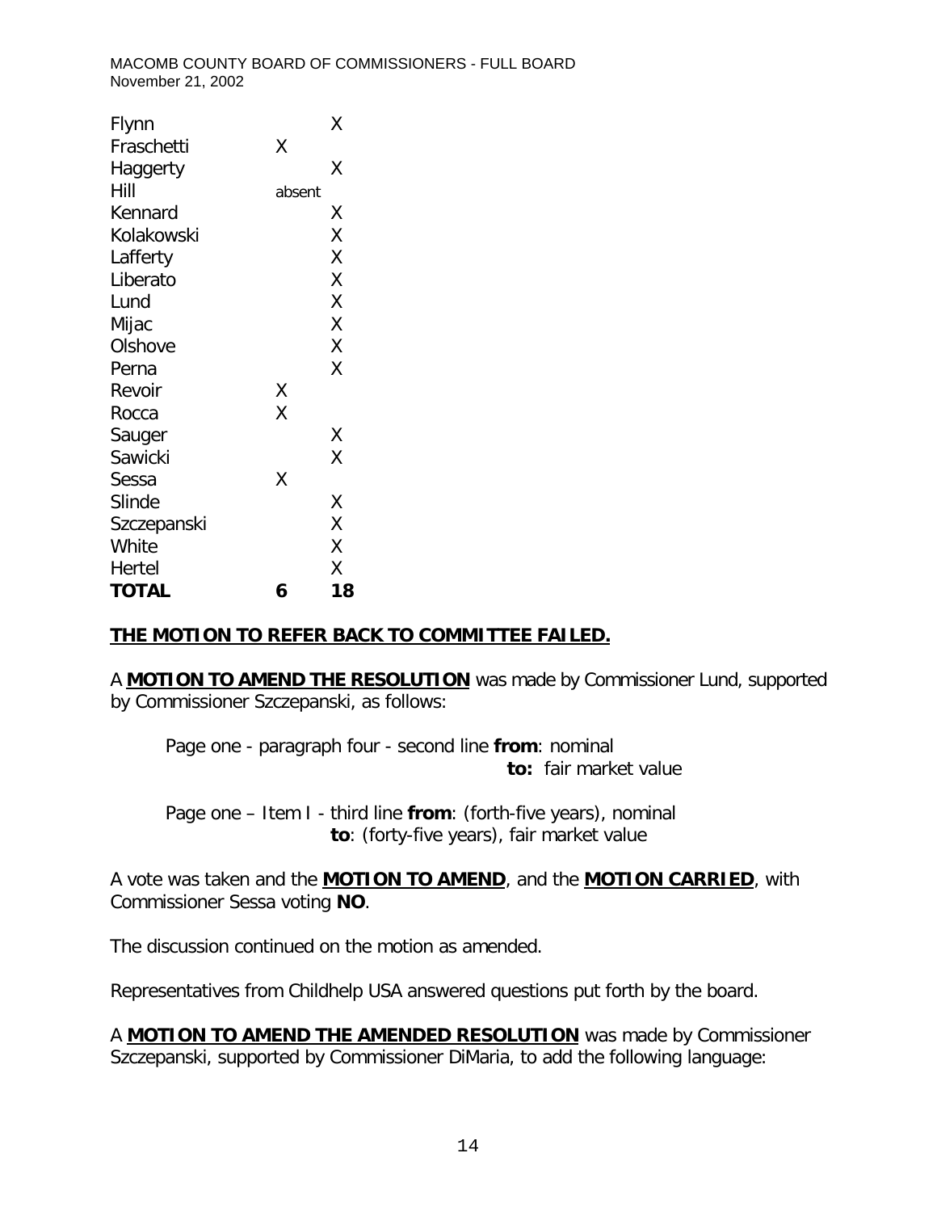| | | |
|---|---|---|
| Flynn | | X |
| Fraschetti | X | |
| Haggerty | | X |
| Hill | absent | |
| Kennard | | X |
| Kolakowski | | X |
| Lafferty | | X |
| Liberato | | X |
| Lund | | X |
| Mijac | | X |
| Olshove | | X |
| Perna | | X |
| Revoir | X | |
| Rocca | X | |
| Sauger | | X |
| Sawicki | | X |
| Sessa | X | |
| Slinde | | X |
| Szczepanski | | X |
| White | | X |
| Hertel | | X |
| **TOTAL** | **6** | **18** |

**THE MOTION TO REFER BACK TO COMMITTEE FAILED.**

A **MOTION TO AMEND THE RESOLUTION** was made by Commissioner Lund, supported by Commissioner Szczepanski, as follows:

> Page one - paragraph four - second line **from**: nominal
> **to:** fair market value
>
> Page one – Item I - third line **from**: (forth-five years), nominal
> **to**: (forty-five years), fair market value

A vote was taken and the **MOTION TO AMEND**, and the **MOTION CARRIED**, with Commissioner Sessa voting **NO**.

The discussion continued on the motion as amended.

Representatives from Childhelp USA answered questions put forth by the board.

A **MOTION TO AMEND THE AMENDED RESOLUTION** was made by Commissioner Szczepanski, supported by Commissioner DiMaria, to add the following language: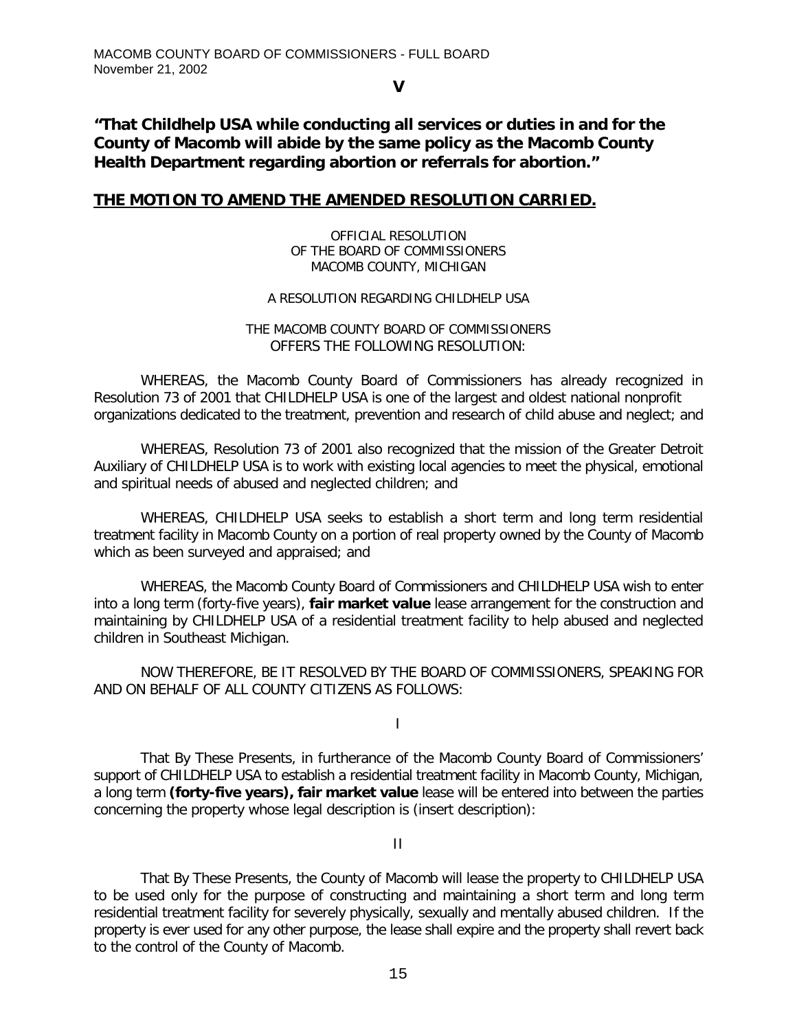**V**

**"That Childhelp USA while conducting all services or duties in and for the County of Macomb will abide by the same policy as the Macomb County Health Department regarding abortion or referrals for abortion."**

**THE MOTION TO AMEND THE AMENDED RESOLUTION CARRIED.**

OFFICIAL RESOLUTION
OF THE BOARD OF COMMISSIONERS
MACOMB COUNTY, MICHIGAN

A RESOLUTION REGARDING CHILDHELP USA

THE MACOMB COUNTY BOARD OF COMMISSIONERS
OFFERS THE FOLLOWING RESOLUTION:

WHEREAS, the Macomb County Board of Commissioners has already recognized in Resolution 73 of 2001 that CHILDHELP USA is one of the largest and oldest national nonprofit organizations dedicated to the treatment, prevention and research of child abuse and neglect; and

WHEREAS, Resolution 73 of 2001 also recognized that the mission of the Greater Detroit Auxiliary of CHILDHELP USA is to work with existing local agencies to meet the physical, emotional and spiritual needs of abused and neglected children; and

WHEREAS, CHILDHELP USA seeks to establish a short term and long term residential treatment facility in Macomb County on a portion of real property owned by the County of Macomb which as been surveyed and appraised; and

WHEREAS, the Macomb County Board of Commissioners and CHILDHELP USA wish to enter into a long term (forty-five years), **fair market value** lease arrangement for the construction and maintaining by CHILDHELP USA of a residential treatment facility to help abused and neglected children in Southeast Michigan.

NOW THEREFORE, BE IT RESOLVED BY THE BOARD OF COMMISSIONERS, SPEAKING FOR AND ON BEHALF OF ALL COUNTY CITIZENS AS FOLLOWS:

I

That By These Presents, in furtherance of the Macomb County Board of Commissioners' support of CHILDHELP USA to establish a residential treatment facility in Macomb County, Michigan, a long term **(forty-five years), fair market value** lease will be entered into between the parties concerning the property whose legal description is (insert description):

II

That By These Presents, the County of Macomb will lease the property to CHILDHELP USA to be used only for the purpose of constructing and maintaining a short term and long term residential treatment facility for severely physically, sexually and mentally abused children. If the property is ever used for any other purpose, the lease shall expire and the property shall revert back to the control of the County of Macomb.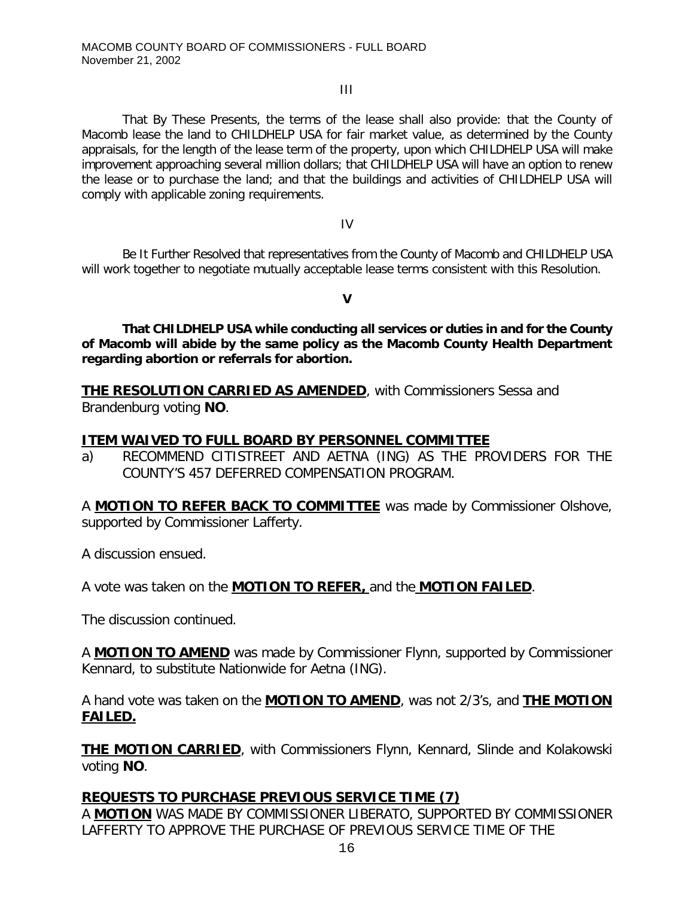III

That By These Presents, the terms of the lease shall also provide: that the County of Macomb lease the land to CHILDHELP USA for fair market value, as determined by the County appraisals, for the length of the lease term of the property, upon which CHILDHELP USA will make improvement approaching several million dollars; that CHILDHELP USA will have an option to renew the lease or to purchase the land; and that the buildings and activities of CHILDHELP USA will comply with applicable zoning requirements.

IV

Be It Further Resolved that representatives from the County of Macomb and CHILDHELP USA will work together to negotiate mutually acceptable lease terms consistent with this Resolution.

**V**

**That CHILDHELP USA while conducting all services or duties in and for the County of Macomb will abide by the same policy as the Macomb County Health Department regarding abortion or referrals for abortion.**

**THE RESOLUTION CARRIED AS AMENDED**, with Commissioners Sessa and Brandenburg voting **NO**.

## ITEM WAIVED TO FULL BOARD BY PERSONNEL COMMITTEE

a) RECOMMEND CITISTREET AND AETNA (ING) AS THE PROVIDERS FOR THE COUNTY'S 457 DEFERRED COMPENSATION PROGRAM.

A **MOTION TO REFER BACK TO COMMITTEE** was made by Commissioner Olshove, supported by Commissioner Lafferty.

A discussion ensued.

A vote was taken on the **MOTION TO REFER,** and the **MOTION FAILED**.

The discussion continued.

A **MOTION TO AMEND** was made by Commissioner Flynn, supported by Commissioner Kennard, to substitute Nationwide for Aetna (ING).

A hand vote was taken on the **MOTION TO AMEND**, was not 2/3's, and **THE MOTION FAILED.**

**THE MOTION CARRIED**, with Commissioners Flynn, Kennard, Slinde and Kolakowski voting **NO**.

## REQUESTS TO PURCHASE PREVIOUS SERVICE TIME (7)

A **MOTION** WAS MADE BY COMMISSIONER LIBERATO, SUPPORTED BY COMMISSIONER LAFFERTY TO APPROVE THE PURCHASE OF PREVIOUS SERVICE TIME OF THE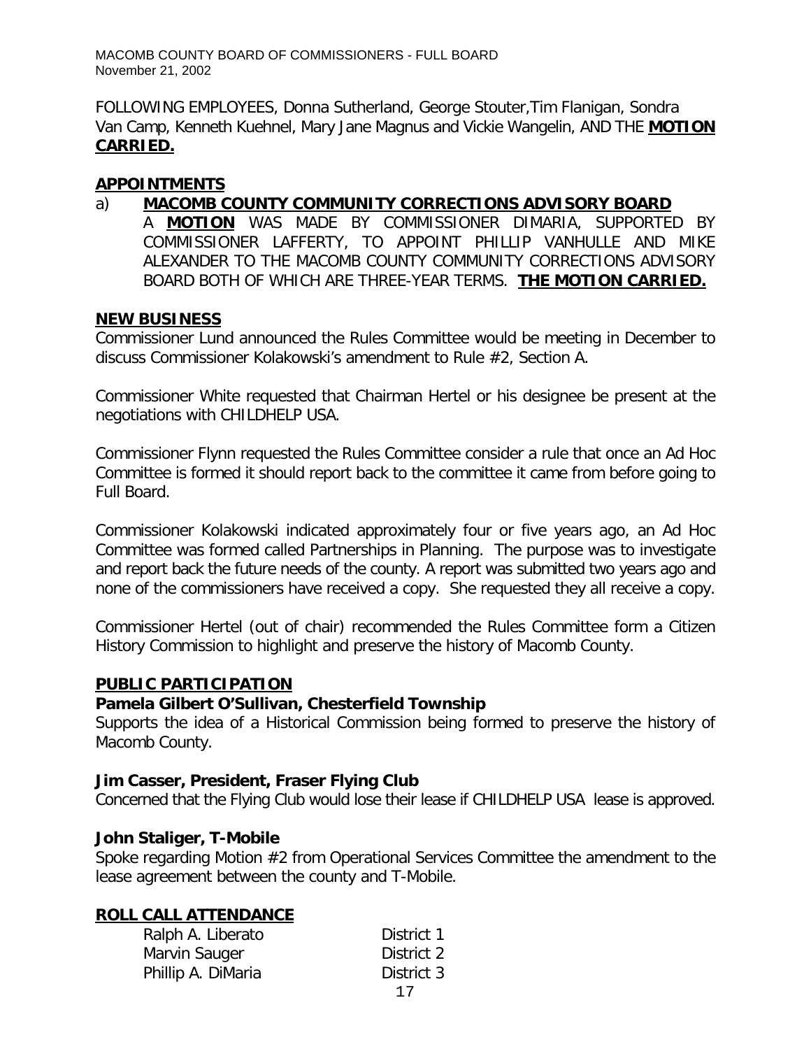FOLLOWING EMPLOYEES, Donna Sutherland, George Stouter,Tim Flanigan, Sondra Van Camp, Kenneth Kuehnel, Mary Jane Magnus and Vickie Wangelin, AND THE **MOTION CARRIED.**

## APPOINTMENTS

a) **MACOMB COUNTY COMMUNITY CORRECTIONS ADVISORY BOARD**

A **MOTION** WAS MADE BY COMMISSIONER DIMARIA, SUPPORTED BY COMMISSIONER LAFFERTY, TO APPOINT PHILLIP VANHULLE AND MIKE ALEXANDER TO THE MACOMB COUNTY COMMUNITY CORRECTIONS ADVISORY BOARD BOTH OF WHICH ARE THREE-YEAR TERMS. **THE MOTION CARRIED.**

## NEW BUSINESS

Commissioner Lund announced the Rules Committee would be meeting in December to discuss Commissioner Kolakowski's amendment to Rule #2, Section A.

Commissioner White requested that Chairman Hertel or his designee be present at the negotiations with CHILDHELP USA.

Commissioner Flynn requested the Rules Committee consider a rule that once an Ad Hoc Committee is formed it should report back to the committee it came from before going to Full Board.

Commissioner Kolakowski indicated approximately four or five years ago, an Ad Hoc Committee was formed called Partnerships in Planning. The purpose was to investigate and report back the future needs of the county. A report was submitted two years ago and none of the commissioners have received a copy. She requested they all receive a copy.

Commissioner Hertel (out of chair) recommended the Rules Committee form a Citizen History Commission to highlight and preserve the history of Macomb County.

## PUBLIC PARTICIPATION

**Pamela Gilbert O'Sullivan, Chesterfield Township**

Supports the idea of a Historical Commission being formed to preserve the history of Macomb County.

**Jim Casser, President, Fraser Flying Club**

Concerned that the Flying Club would lose their lease if CHILDHELP USA lease is approved.

**John Staliger, T-Mobile**

Spoke regarding Motion #2 from Operational Services Committee the amendment to the lease agreement between the county and T-Mobile.

## ROLL CALL ATTENDANCE

| | |
|---|---|
| Ralph A. Liberato | District 1 |
| Marvin Sauger | District 2 |
| Phillip A. DiMaria | District 3 |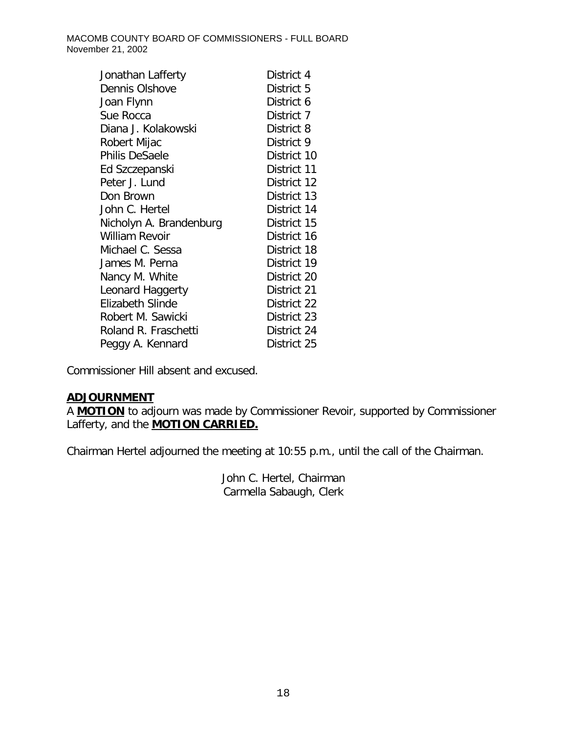| | |
|---|---|
| Jonathan Lafferty | District 4 |
| Dennis Olshove | District 5 |
| Joan Flynn | District 6 |
| Sue Rocca | District 7 |
| Diana J. Kolakowski | District 8 |
| Robert Mijac | District 9 |
| Philis DeSaele | District 10 |
| Ed Szczepanski | District 11 |
| Peter J. Lund | District 12 |
| Don Brown | District 13 |
| John C. Hertel | District 14 |
| Nicholyn A. Brandenburg | District 15 |
| William Revoir | District 16 |
| Michael C. Sessa | District 18 |
| James M. Perna | District 19 |
| Nancy M. White | District 20 |
| Leonard Haggerty | District 21 |
| Elizabeth Slinde | District 22 |
| Robert M. Sawicki | District 23 |
| Roland R. Fraschetti | District 24 |
| Peggy A. Kennard | District 25 |

Commissioner Hill absent and excused.

## ADJOURNMENT

A **MOTION** to adjourn was made by Commissioner Revoir, supported by Commissioner Lafferty, and the **MOTION CARRIED.**

Chairman Hertel adjourned the meeting at 10:55 p.m., until the call of the Chairman.

John C. Hertel, Chairman
Carmella Sabaugh, Clerk